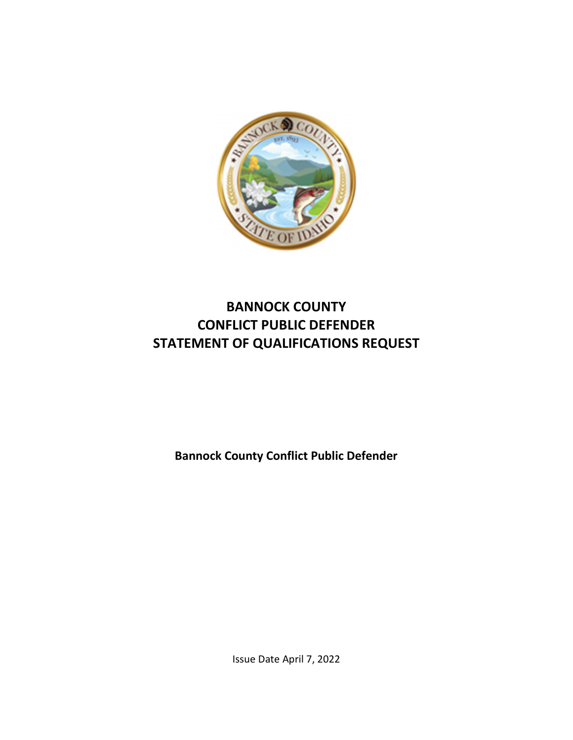# BANNOCK COUNTY
# CONFLICT PUBLIC DEFENDER
# STATEMENT OF QUALIFICATIONS REQUEST

**Bannock County Conflict Public Defender**

Issue Date April 7, 2022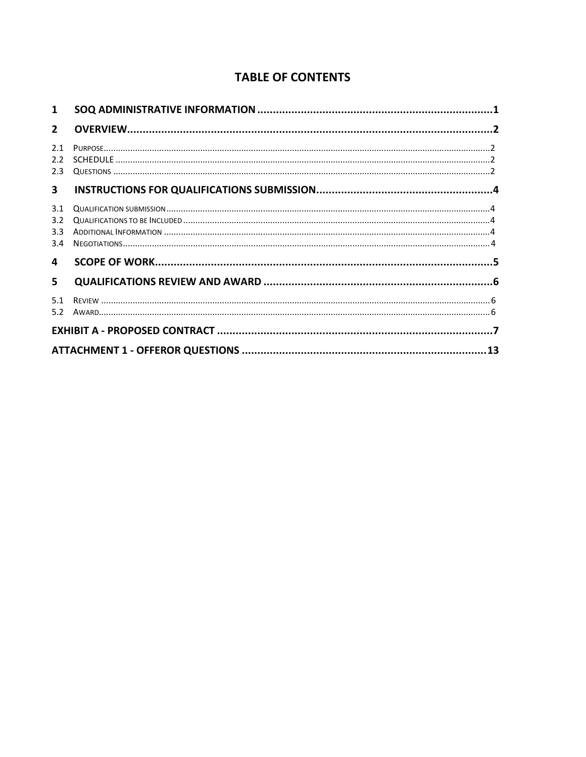# TABLE OF CONTENTS

**1 SOQ ADMINISTRATIVE INFORMATION ............................................................................ 1**

**2 OVERVIEW ......................................................................................................................... 2**

2.1 Purpose ........................................................................................................................................... 2
2.2 SCHEDULE ..................................................................................................................................... 2
2.3 Questions ........................................................................................................................................ 2

**3 INSTRUCTIONS FOR QUALIFICATIONS SUBMISSION ........................................................ 4**

3.1 Qualification submission .................................................................................................................. 4
3.2 Qualifications to be Included ........................................................................................................... 4
3.3 Additional Information ..................................................................................................................... 4
3.4 Negotiations .................................................................................................................................... 4

**4 SCOPE OF WORK ................................................................................................................ 5**

**5 QUALIFICATIONS REVIEW AND AWARD .......................................................................... 6**

5.1 Review ............................................................................................................................................. 6
5.2 Award .............................................................................................................................................. 6

**EXHIBIT A - PROPOSED CONTRACT ......................................................................................... 7**

**ATTACHMENT 1 - OFFEROR QUESTIONS ............................................................................... 13**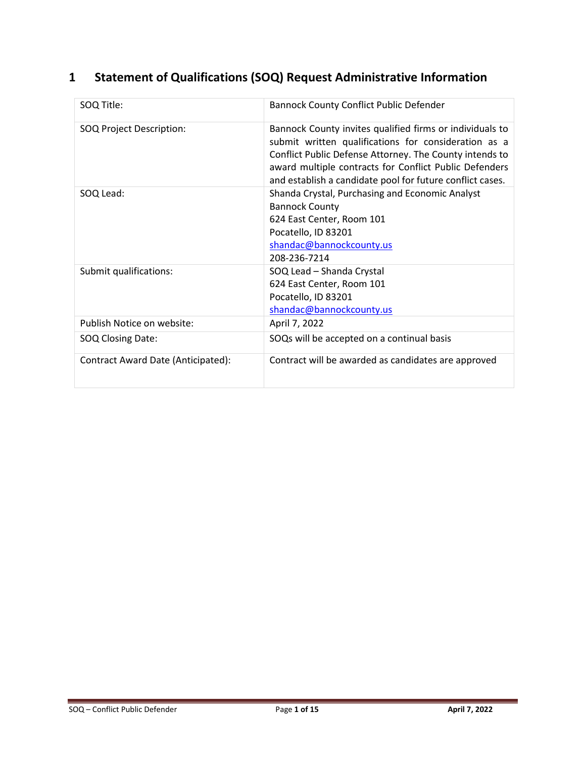# 1 Statement of Qualifications (SOQ) Request Administrative Information

| | |
|---|---|
| SOQ Title: | Bannock County Conflict Public Defender |
| SOQ Project Description: | Bannock County invites qualified firms or individuals to submit written qualifications for consideration as a Conflict Public Defense Attorney. The County intends to award multiple contracts for Conflict Public Defenders and establish a candidate pool for future conflict cases. |
| SOQ Lead: | Shanda Crystal, Purchasing and Economic Analyst<br>Bannock County<br>624 East Center, Room 101<br>Pocatello, ID 83201<br>shandac@bannockcounty.us<br>208-236-7214 |
| Submit qualifications: | SOQ Lead – Shanda Crystal<br>624 East Center, Room 101<br>Pocatello, ID 83201<br>shandac@bannockcounty.us |
| Publish Notice on website: | April 7, 2022 |
| SOQ Closing Date: | SOQs will be accepted on a continual basis |
| Contract Award Date (Anticipated): | Contract will be awarded as candidates are approved |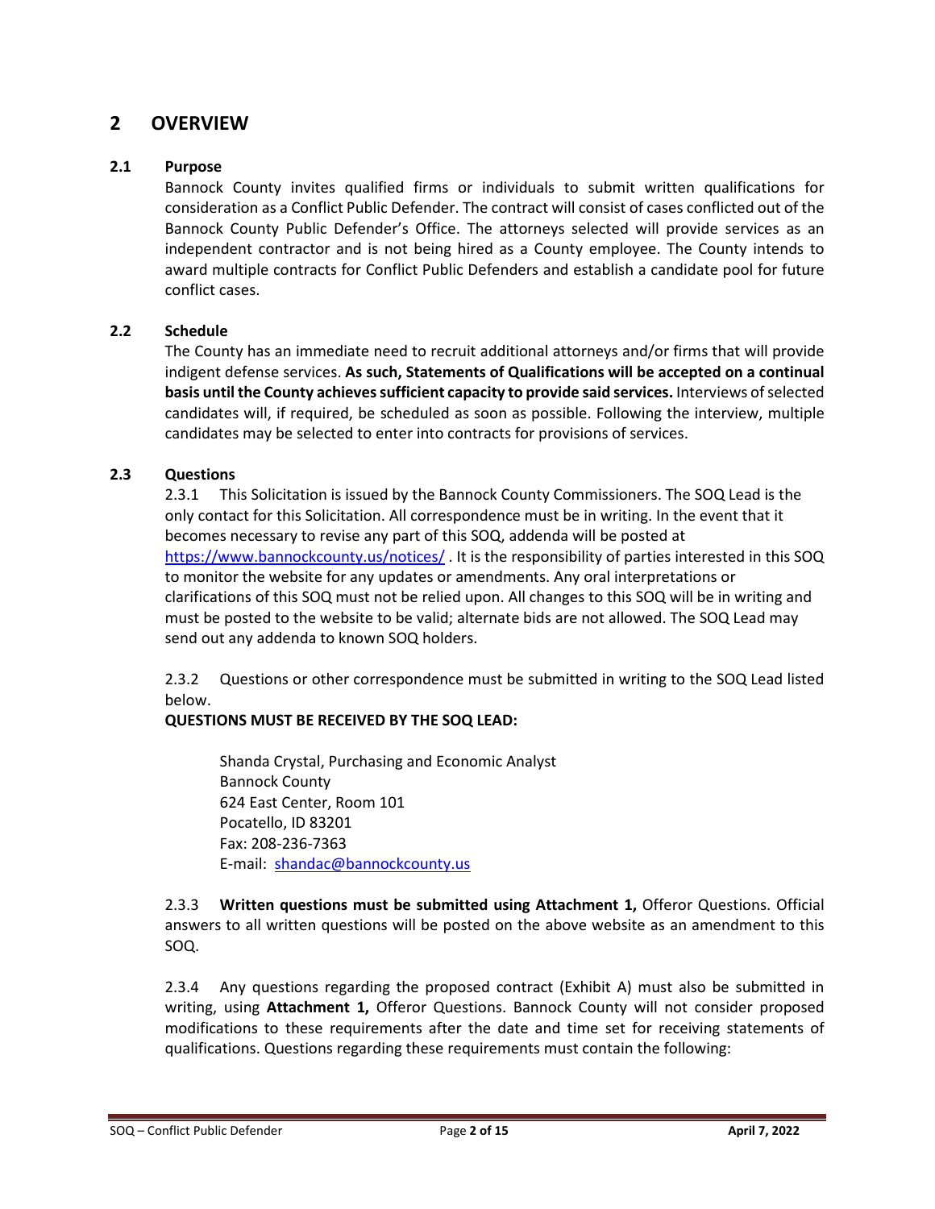# 2 OVERVIEW

## 2.1 Purpose

Bannock County invites qualified firms or individuals to submit written qualifications for consideration as a Conflict Public Defender. The contract will consist of cases conflicted out of the Bannock County Public Defender's Office. The attorneys selected will provide services as an independent contractor and is not being hired as a County employee. The County intends to award multiple contracts for Conflict Public Defenders and establish a candidate pool for future conflict cases.

## 2.2 Schedule

The County has an immediate need to recruit additional attorneys and/or firms that will provide indigent defense services. **As such, Statements of Qualifications will be accepted on a continual basis until the County achieves sufficient capacity to provide said services.** Interviews of selected candidates will, if required, be scheduled as soon as possible. Following the interview, multiple candidates may be selected to enter into contracts for provisions of services.

## 2.3 Questions

2.3.1 This Solicitation is issued by the Bannock County Commissioners. The SOQ Lead is the only contact for this Solicitation. All correspondence must be in writing. In the event that it becomes necessary to revise any part of this SOQ, addenda will be posted at https://www.bannockcounty.us/notices/ . It is the responsibility of parties interested in this SOQ to monitor the website for any updates or amendments. Any oral interpretations or clarifications of this SOQ must not be relied upon. All changes to this SOQ will be in writing and must be posted to the website to be valid; alternate bids are not allowed. The SOQ Lead may send out any addenda to known SOQ holders.

2.3.2 Questions or other correspondence must be submitted in writing to the SOQ Lead listed below.

**QUESTIONS MUST BE RECEIVED BY THE SOQ LEAD:**

Shanda Crystal, Purchasing and Economic Analyst
Bannock County
624 East Center, Room 101
Pocatello, ID 83201
Fax: 208-236-7363
E-mail: shandac@bannockcounty.us

2.3.3 **Written questions must be submitted using Attachment 1,** Offeror Questions. Official answers to all written questions will be posted on the above website as an amendment to this SOQ.

2.3.4 Any questions regarding the proposed contract (Exhibit A) must also be submitted in writing, using **Attachment 1,** Offeror Questions. Bannock County will not consider proposed modifications to these requirements after the date and time set for receiving statements of qualifications. Questions regarding these requirements must contain the following: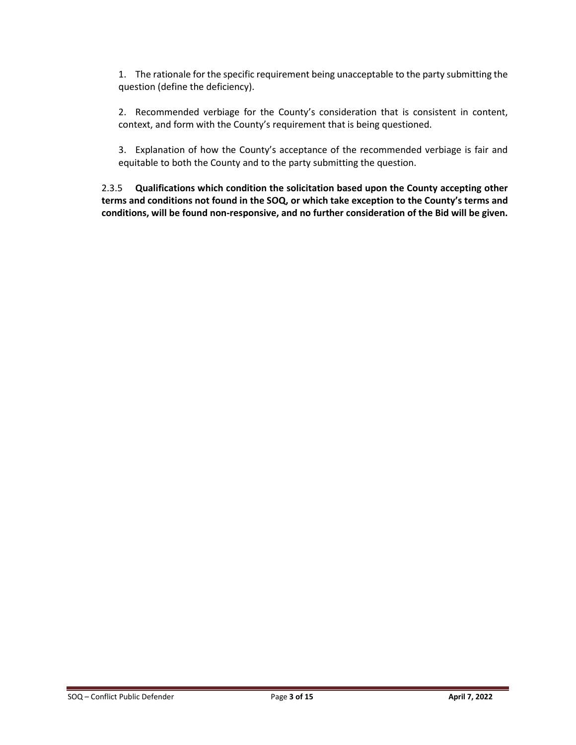1. The rationale for the specific requirement being unacceptable to the party submitting the question (define the deficiency).

2. Recommended verbiage for the County's consideration that is consistent in content, context, and form with the County's requirement that is being questioned.

3. Explanation of how the County's acceptance of the recommended verbiage is fair and equitable to both the County and to the party submitting the question.

2.3.5 **Qualifications which condition the solicitation based upon the County accepting other terms and conditions not found in the SOQ, or which take exception to the County's terms and conditions, will be found non-responsive, and no further consideration of the Bid will be given.**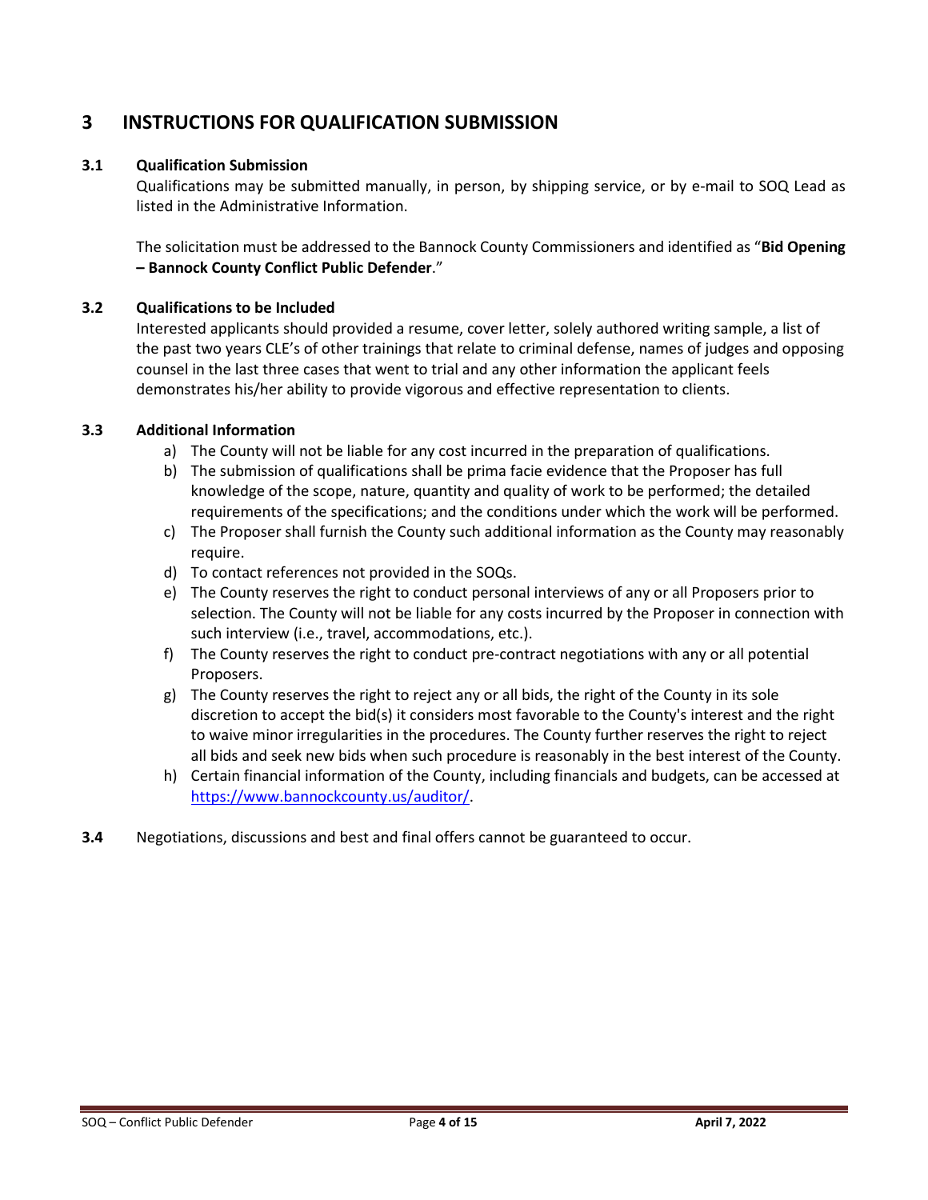# 3 INSTRUCTIONS FOR QUALIFICATION SUBMISSION

## 3.1 Qualification Submission

Qualifications may be submitted manually, in person, by shipping service, or by e-mail to SOQ Lead as listed in the Administrative Information.

The solicitation must be addressed to the Bannock County Commissioners and identified as "**Bid Opening – Bannock County Conflict Public Defender**."

## 3.2 Qualifications to be Included

Interested applicants should provided a resume, cover letter, solely authored writing sample, a list of the past two years CLE's of other trainings that relate to criminal defense, names of judges and opposing counsel in the last three cases that went to trial and any other information the applicant feels demonstrates his/her ability to provide vigorous and effective representation to clients.

## 3.3 Additional Information

a) The County will not be liable for any cost incurred in the preparation of qualifications.
b) The submission of qualifications shall be prima facie evidence that the Proposer has full knowledge of the scope, nature, quantity and quality of work to be performed; the detailed requirements of the specifications; and the conditions under which the work will be performed.
c) The Proposer shall furnish the County such additional information as the County may reasonably require.
d) To contact references not provided in the SOQs.
e) The County reserves the right to conduct personal interviews of any or all Proposers prior to selection. The County will not be liable for any costs incurred by the Proposer in connection with such interview (i.e., travel, accommodations, etc.).
f) The County reserves the right to conduct pre-contract negotiations with any or all potential Proposers.
g) The County reserves the right to reject any or all bids, the right of the County in its sole discretion to accept the bid(s) it considers most favorable to the County's interest and the right to waive minor irregularities in the procedures. The County further reserves the right to reject all bids and seek new bids when such procedure is reasonably in the best interest of the County.
h) Certain financial information of the County, including financials and budgets, can be accessed at https://www.bannockcounty.us/auditor/.

**3.4** Negotiations, discussions and best and final offers cannot be guaranteed to occur.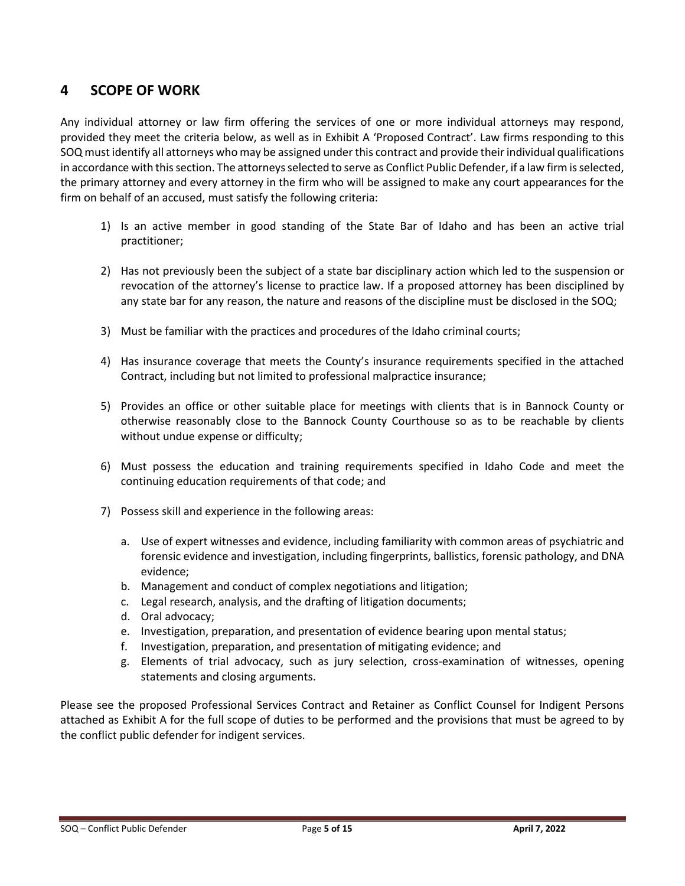## 4 SCOPE OF WORK

Any individual attorney or law firm offering the services of one or more individual attorneys may respond, provided they meet the criteria below, as well as in Exhibit A 'Proposed Contract'. Law firms responding to this SOQ must identify all attorneys who may be assigned under this contract and provide their individual qualifications in accordance with this section. The attorneys selected to serve as Conflict Public Defender, if a law firm is selected, the primary attorney and every attorney in the firm who will be assigned to make any court appearances for the firm on behalf of an accused, must satisfy the following criteria:

1) Is an active member in good standing of the State Bar of Idaho and has been an active trial practitioner;

2) Has not previously been the subject of a state bar disciplinary action which led to the suspension or revocation of the attorney's license to practice law. If a proposed attorney has been disciplined by any state bar for any reason, the nature and reasons of the discipline must be disclosed in the SOQ;

3) Must be familiar with the practices and procedures of the Idaho criminal courts;

4) Has insurance coverage that meets the County's insurance requirements specified in the attached Contract, including but not limited to professional malpractice insurance;

5) Provides an office or other suitable place for meetings with clients that is in Bannock County or otherwise reasonably close to the Bannock County Courthouse so as to be reachable by clients without undue expense or difficulty;

6) Must possess the education and training requirements specified in Idaho Code and meet the continuing education requirements of that code; and

7) Possess skill and experience in the following areas:

   a. Use of expert witnesses and evidence, including familiarity with common areas of psychiatric and forensic evidence and investigation, including fingerprints, ballistics, forensic pathology, and DNA evidence;
   b. Management and conduct of complex negotiations and litigation;
   c. Legal research, analysis, and the drafting of litigation documents;
   d. Oral advocacy;
   e. Investigation, preparation, and presentation of evidence bearing upon mental status;
   f. Investigation, preparation, and presentation of mitigating evidence; and
   g. Elements of trial advocacy, such as jury selection, cross-examination of witnesses, opening statements and closing arguments.

Please see the proposed Professional Services Contract and Retainer as Conflict Counsel for Indigent Persons attached as Exhibit A for the full scope of duties to be performed and the provisions that must be agreed to by the conflict public defender for indigent services.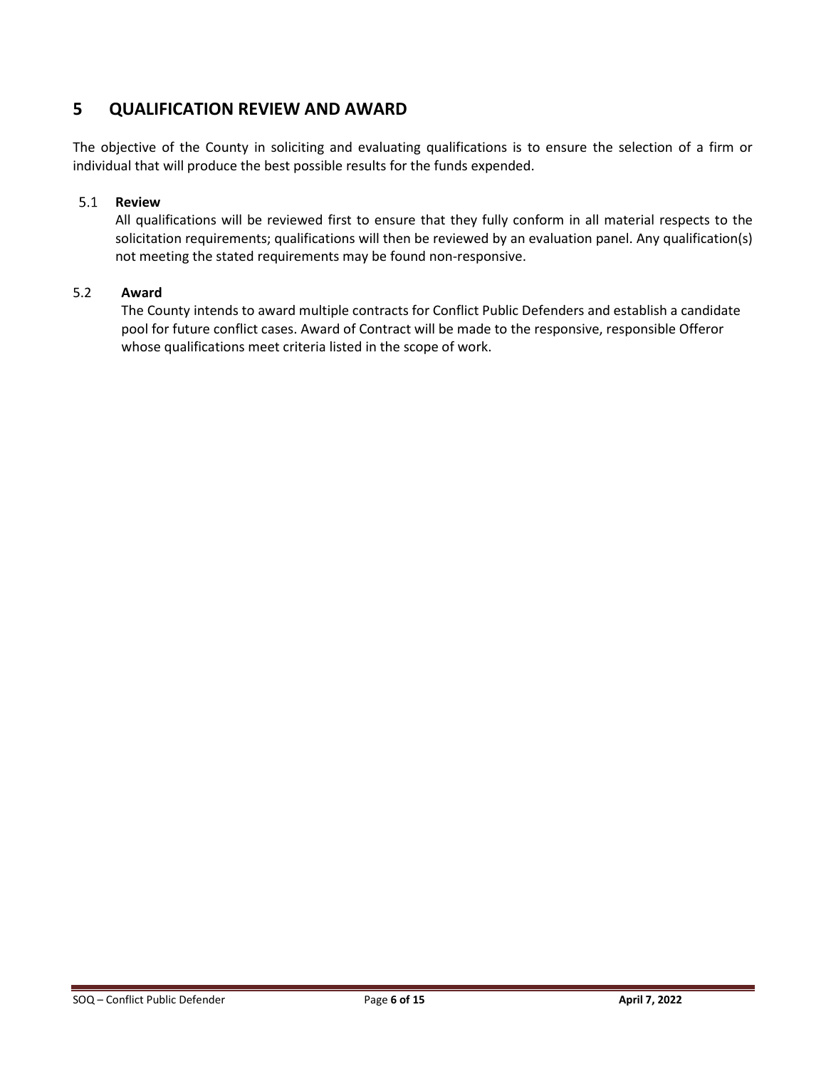## 5 QUALIFICATION REVIEW AND AWARD

The objective of the County in soliciting and evaluating qualifications is to ensure the selection of a firm or individual that will produce the best possible results for the funds expended.

### 5.1 Review

All qualifications will be reviewed first to ensure that they fully conform in all material respects to the solicitation requirements; qualifications will then be reviewed by an evaluation panel. Any qualification(s) not meeting the stated requirements may be found non-responsive.

### 5.2 Award

The County intends to award multiple contracts for Conflict Public Defenders and establish a candidate pool for future conflict cases. Award of Contract will be made to the responsive, responsible Offeror whose qualifications meet criteria listed in the scope of work.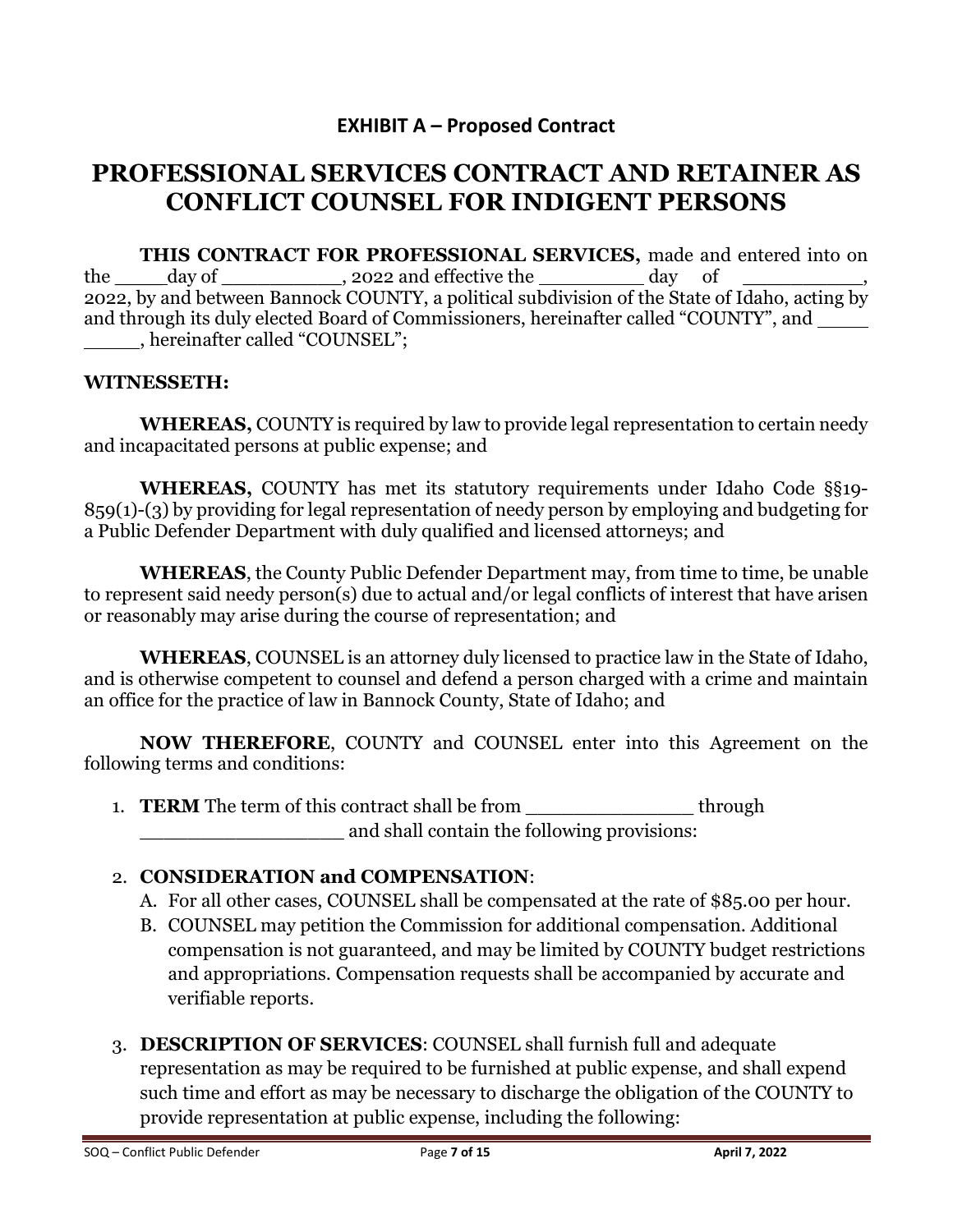**EXHIBIT A – Proposed Contract**

# PROFESSIONAL SERVICES CONTRACT AND RETAINER AS CONFLICT COUNSEL FOR INDIGENT PERSONS

**THIS CONTRACT FOR PROFESSIONAL SERVICES,** made and entered into on the _____day of __________, 2022 and effective the _________ day of __________, 2022, by and between Bannock COUNTY, a political subdivision of the State of Idaho, acting by and through its duly elected Board of Commissioners, hereinafter called "COUNTY", and __________, hereinafter called "COUNSEL";

**WITNESSETH:**

**WHEREAS,** COUNTY is required by law to provide legal representation to certain needy and incapacitated persons at public expense; and

**WHEREAS,** COUNTY has met its statutory requirements under Idaho Code §§19-859(1)-(3) by providing for legal representation of needy person by employing and budgeting for a Public Defender Department with duly qualified and licensed attorneys; and

**WHEREAS**, the County Public Defender Department may, from time to time, be unable to represent said needy person(s) due to actual and/or legal conflicts of interest that have arisen or reasonably may arise during the course of representation; and

**WHEREAS**, COUNSEL is an attorney duly licensed to practice law in the State of Idaho, and is otherwise competent to counsel and defend a person charged with a crime and maintain an office for the practice of law in Bannock County, State of Idaho; and

**NOW THEREFORE**, COUNTY and COUNSEL enter into this Agreement on the following terms and conditions:

1. **TERM** The term of this contract shall be from ______________ through ________________ and shall contain the following provisions:

2. **CONSIDERATION and COMPENSATION**:
   A. For all other cases, COUNSEL shall be compensated at the rate of $85.00 per hour.
   B. COUNSEL may petition the Commission for additional compensation. Additional compensation is not guaranteed, and may be limited by COUNTY budget restrictions and appropriations. Compensation requests shall be accompanied by accurate and verifiable reports.

3. **DESCRIPTION OF SERVICES**: COUNSEL shall furnish full and adequate representation as may be required to be furnished at public expense, and shall expend such time and effort as may be necessary to discharge the obligation of the COUNTY to provide representation at public expense, including the following: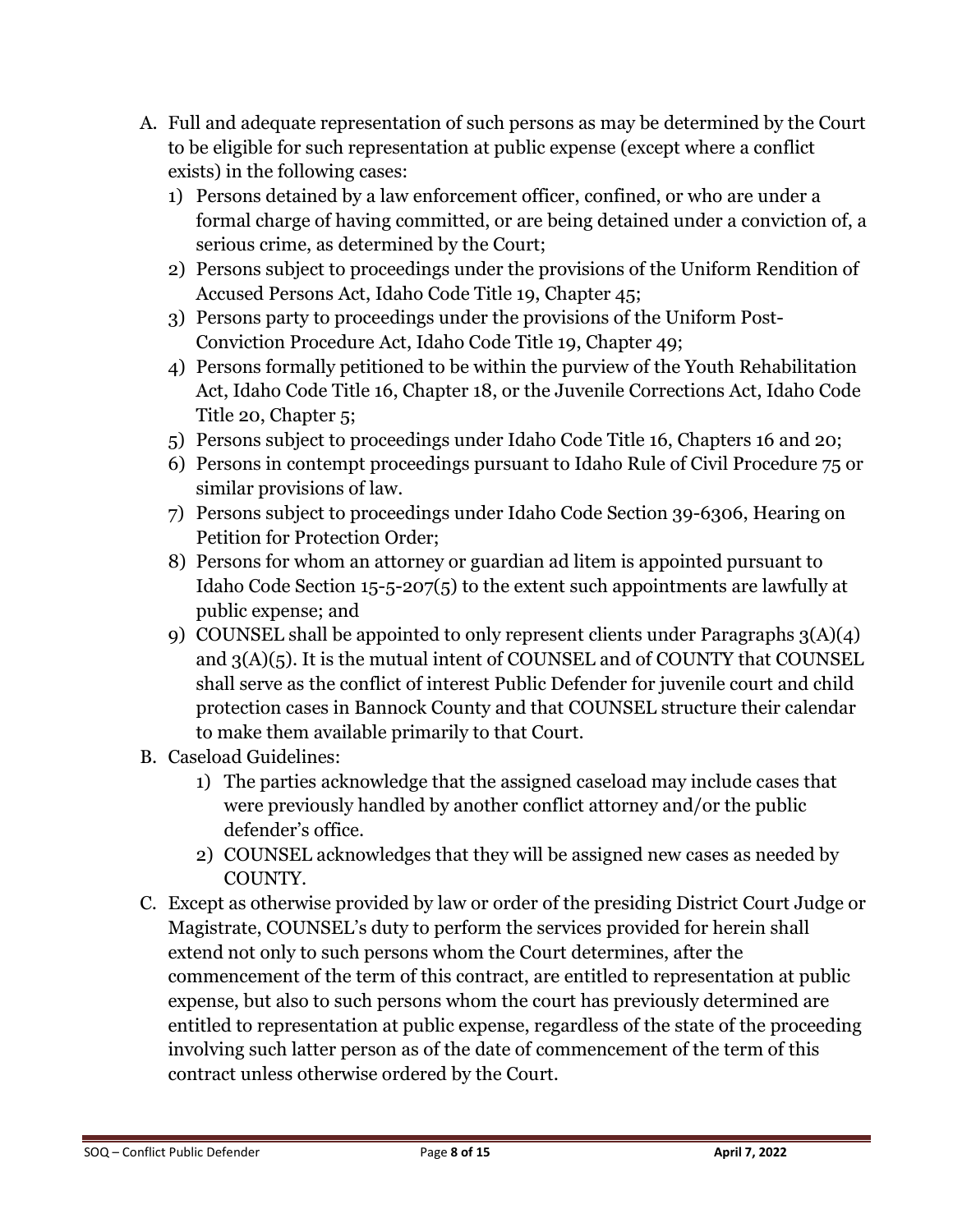A. Full and adequate representation of such persons as may be determined by the Court to be eligible for such representation at public expense (except where a conflict exists) in the following cases:
   1) Persons detained by a law enforcement officer, confined, or who are under a formal charge of having committed, or are being detained under a conviction of, a serious crime, as determined by the Court;
   2) Persons subject to proceedings under the provisions of the Uniform Rendition of Accused Persons Act, Idaho Code Title 19, Chapter 45;
   3) Persons party to proceedings under the provisions of the Uniform Post-Conviction Procedure Act, Idaho Code Title 19, Chapter 49;
   4) Persons formally petitioned to be within the purview of the Youth Rehabilitation Act, Idaho Code Title 16, Chapter 18, or the Juvenile Corrections Act, Idaho Code Title 20, Chapter 5;
   5) Persons subject to proceedings under Idaho Code Title 16, Chapters 16 and 20;
   6) Persons in contempt proceedings pursuant to Idaho Rule of Civil Procedure 75 or similar provisions of law.
   7) Persons subject to proceedings under Idaho Code Section 39-6306, Hearing on Petition for Protection Order;
   8) Persons for whom an attorney or guardian ad litem is appointed pursuant to Idaho Code Section 15-5-207(5) to the extent such appointments are lawfully at public expense; and
   9) COUNSEL shall be appointed to only represent clients under Paragraphs 3(A)(4) and 3(A)(5). It is the mutual intent of COUNSEL and of COUNTY that COUNSEL shall serve as the conflict of interest Public Defender for juvenile court and child protection cases in Bannock County and that COUNSEL structure their calendar to make them available primarily to that Court.
B. Caseload Guidelines:
   1) The parties acknowledge that the assigned caseload may include cases that were previously handled by another conflict attorney and/or the public defender's office.
   2) COUNSEL acknowledges that they will be assigned new cases as needed by COUNTY.
C. Except as otherwise provided by law or order of the presiding District Court Judge or Magistrate, COUNSEL's duty to perform the services provided for herein shall extend not only to such persons whom the Court determines, after the commencement of the term of this contract, are entitled to representation at public expense, but also to such persons whom the court has previously determined are entitled to representation at public expense, regardless of the state of the proceeding involving such latter person as of the date of commencement of the term of this contract unless otherwise ordered by the Court.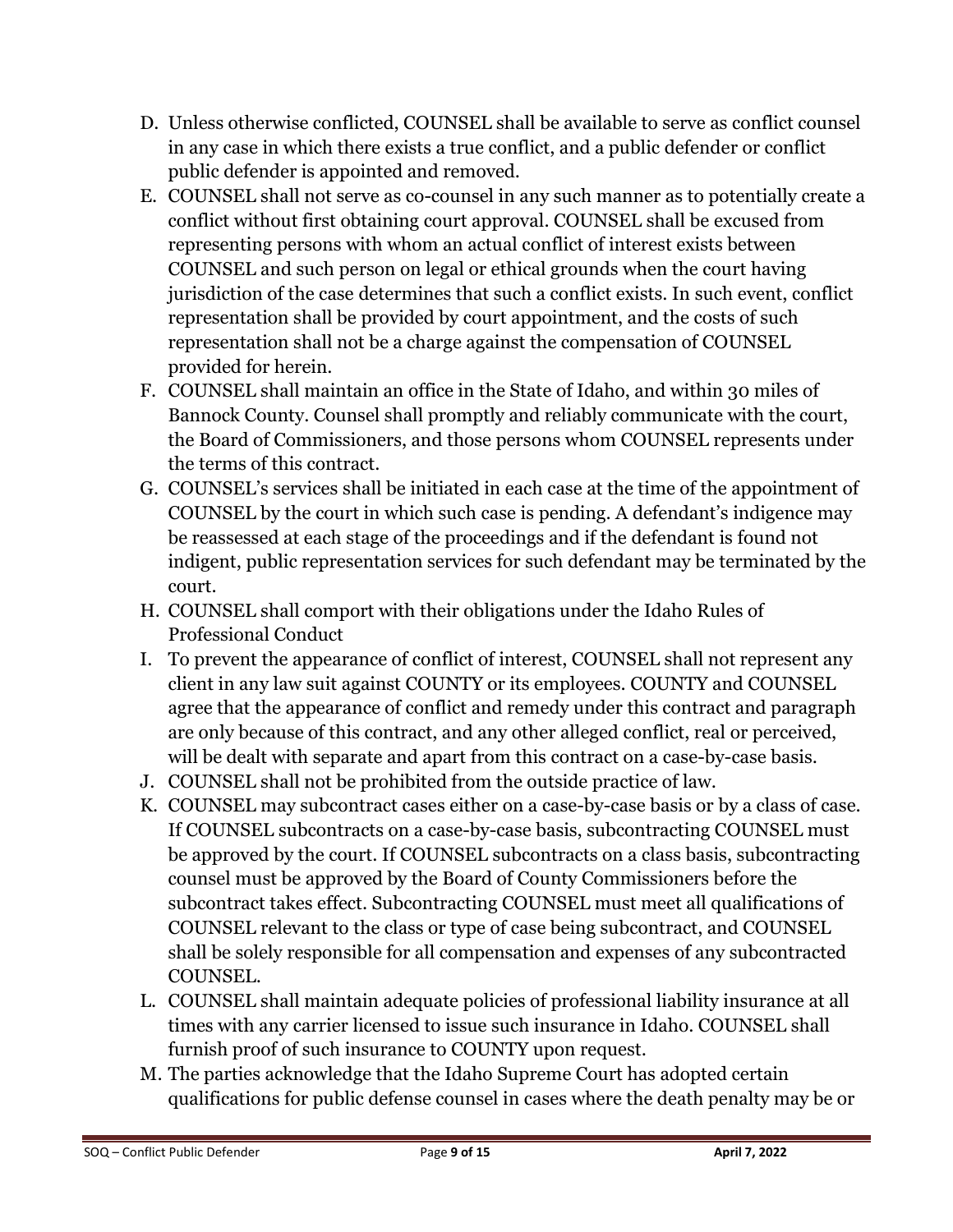D. Unless otherwise conflicted, COUNSEL shall be available to serve as conflict counsel in any case in which there exists a true conflict, and a public defender or conflict public defender is appointed and removed.

E. COUNSEL shall not serve as co-counsel in any such manner as to potentially create a conflict without first obtaining court approval. COUNSEL shall be excused from representing persons with whom an actual conflict of interest exists between COUNSEL and such person on legal or ethical grounds when the court having jurisdiction of the case determines that such a conflict exists. In such event, conflict representation shall be provided by court appointment, and the costs of such representation shall not be a charge against the compensation of COUNSEL provided for herein.

F. COUNSEL shall maintain an office in the State of Idaho, and within 30 miles of Bannock County. Counsel shall promptly and reliably communicate with the court, the Board of Commissioners, and those persons whom COUNSEL represents under the terms of this contract.

G. COUNSEL's services shall be initiated in each case at the time of the appointment of COUNSEL by the court in which such case is pending. A defendant's indigence may be reassessed at each stage of the proceedings and if the defendant is found not indigent, public representation services for such defendant may be terminated by the court.

H. COUNSEL shall comport with their obligations under the Idaho Rules of Professional Conduct

I. To prevent the appearance of conflict of interest, COUNSEL shall not represent any client in any law suit against COUNTY or its employees. COUNTY and COUNSEL agree that the appearance of conflict and remedy under this contract and paragraph are only because of this contract, and any other alleged conflict, real or perceived, will be dealt with separate and apart from this contract on a case-by-case basis.

J. COUNSEL shall not be prohibited from the outside practice of law.

K. COUNSEL may subcontract cases either on a case-by-case basis or by a class of case. If COUNSEL subcontracts on a case-by-case basis, subcontracting COUNSEL must be approved by the court. If COUNSEL subcontracts on a class basis, subcontracting counsel must be approved by the Board of County Commissioners before the subcontract takes effect. Subcontracting COUNSEL must meet all qualifications of COUNSEL relevant to the class or type of case being subcontract, and COUNSEL shall be solely responsible for all compensation and expenses of any subcontracted COUNSEL.

L. COUNSEL shall maintain adequate policies of professional liability insurance at all times with any carrier licensed to issue such insurance in Idaho. COUNSEL shall furnish proof of such insurance to COUNTY upon request.

M. The parties acknowledge that the Idaho Supreme Court has adopted certain qualifications for public defense counsel in cases where the death penalty may be or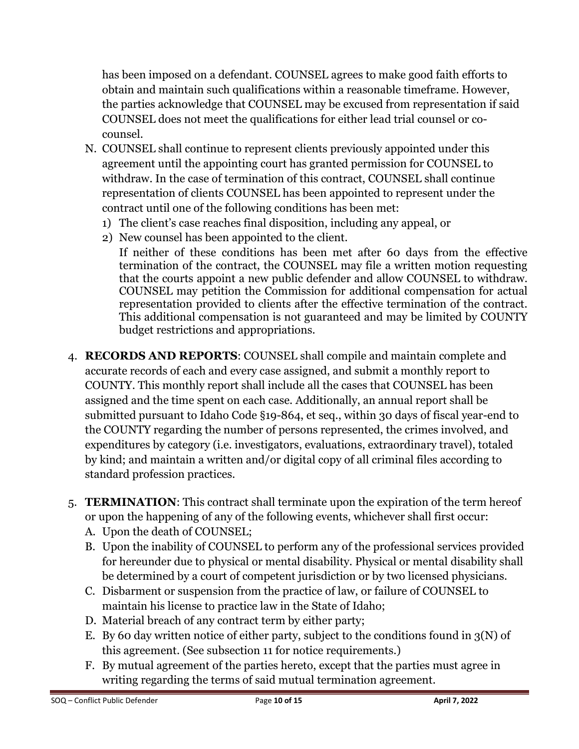has been imposed on a defendant. COUNSEL agrees to make good faith efforts to obtain and maintain such qualifications within a reasonable timeframe. However, the parties acknowledge that COUNSEL may be excused from representation if said COUNSEL does not meet the qualifications for either lead trial counsel or co-counsel.

N. COUNSEL shall continue to represent clients previously appointed under this agreement until the appointing court has granted permission for COUNSEL to withdraw. In the case of termination of this contract, COUNSEL shall continue representation of clients COUNSEL has been appointed to represent under the contract until one of the following conditions has been met:
   1) The client's case reaches final disposition, including any appeal, or
   2) New counsel has been appointed to the client.

   If neither of these conditions has been met after 60 days from the effective termination of the contract, the COUNSEL may file a written motion requesting that the courts appoint a new public defender and allow COUNSEL to withdraw. COUNSEL may petition the Commission for additional compensation for actual representation provided to clients after the effective termination of the contract. This additional compensation is not guaranteed and may be limited by COUNTY budget restrictions and appropriations.

4. **RECORDS AND REPORTS**: COUNSEL shall compile and maintain complete and accurate records of each and every case assigned, and submit a monthly report to COUNTY. This monthly report shall include all the cases that COUNSEL has been assigned and the time spent on each case. Additionally, an annual report shall be submitted pursuant to Idaho Code §19-864, et seq., within 30 days of fiscal year-end to the COUNTY regarding the number of persons represented, the crimes involved, and expenditures by category (i.e. investigators, evaluations, extraordinary travel), totaled by kind; and maintain a written and/or digital copy of all criminal files according to standard profession practices.

5. **TERMINATION**: This contract shall terminate upon the expiration of the term hereof or upon the happening of any of the following events, whichever shall first occur:
   A. Upon the death of COUNSEL;
   B. Upon the inability of COUNSEL to perform any of the professional services provided for hereunder due to physical or mental disability. Physical or mental disability shall be determined by a court of competent jurisdiction or by two licensed physicians.
   C. Disbarment or suspension from the practice of law, or failure of COUNSEL to maintain his license to practice law in the State of Idaho;
   D. Material breach of any contract term by either party;
   E. By 60 day written notice of either party, subject to the conditions found in 3(N) of this agreement. (See subsection 11 for notice requirements.)
   F. By mutual agreement of the parties hereto, except that the parties must agree in writing regarding the terms of said mutual termination agreement.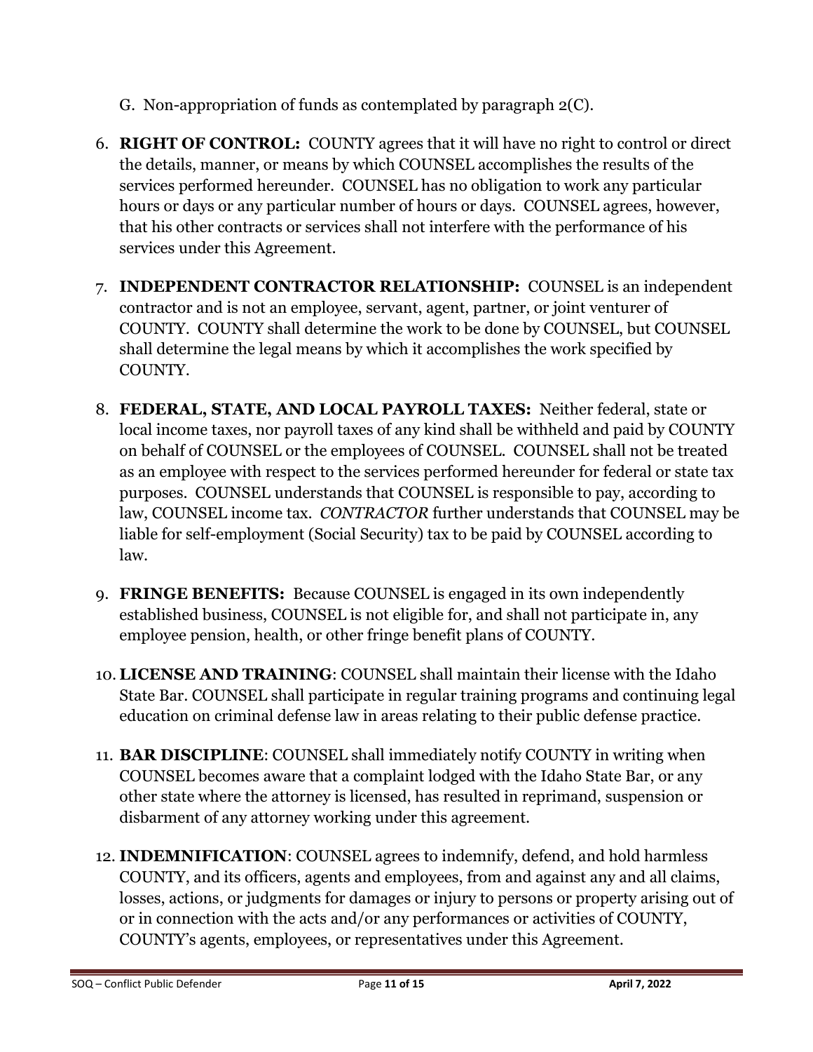G. Non-appropriation of funds as contemplated by paragraph 2(C).

6. **RIGHT OF CONTROL:** COUNTY agrees that it will have no right to control or direct the details, manner, or means by which COUNSEL accomplishes the results of the services performed hereunder. COUNSEL has no obligation to work any particular hours or days or any particular number of hours or days. COUNSEL agrees, however, that his other contracts or services shall not interfere with the performance of his services under this Agreement.

7. **INDEPENDENT CONTRACTOR RELATIONSHIP:** COUNSEL is an independent contractor and is not an employee, servant, agent, partner, or joint venturer of COUNTY. COUNTY shall determine the work to be done by COUNSEL, but COUNSEL shall determine the legal means by which it accomplishes the work specified by COUNTY.

8. **FEDERAL, STATE, AND LOCAL PAYROLL TAXES:** Neither federal, state or local income taxes, nor payroll taxes of any kind shall be withheld and paid by COUNTY on behalf of COUNSEL or the employees of COUNSEL. COUNSEL shall not be treated as an employee with respect to the services performed hereunder for federal or state tax purposes. COUNSEL understands that COUNSEL is responsible to pay, according to law, COUNSEL income tax. *CONTRACTOR* further understands that COUNSEL may be liable for self-employment (Social Security) tax to be paid by COUNSEL according to law.

9. **FRINGE BENEFITS:** Because COUNSEL is engaged in its own independently established business, COUNSEL is not eligible for, and shall not participate in, any employee pension, health, or other fringe benefit plans of COUNTY.

10. **LICENSE AND TRAINING**: COUNSEL shall maintain their license with the Idaho State Bar. COUNSEL shall participate in regular training programs and continuing legal education on criminal defense law in areas relating to their public defense practice.

11. **BAR DISCIPLINE**: COUNSEL shall immediately notify COUNTY in writing when COUNSEL becomes aware that a complaint lodged with the Idaho State Bar, or any other state where the attorney is licensed, has resulted in reprimand, suspension or disbarment of any attorney working under this agreement.

12. **INDEMNIFICATION**: COUNSEL agrees to indemnify, defend, and hold harmless COUNTY, and its officers, agents and employees, from and against any and all claims, losses, actions, or judgments for damages or injury to persons or property arising out of or in connection with the acts and/or any performances or activities of COUNTY, COUNTY's agents, employees, or representatives under this Agreement.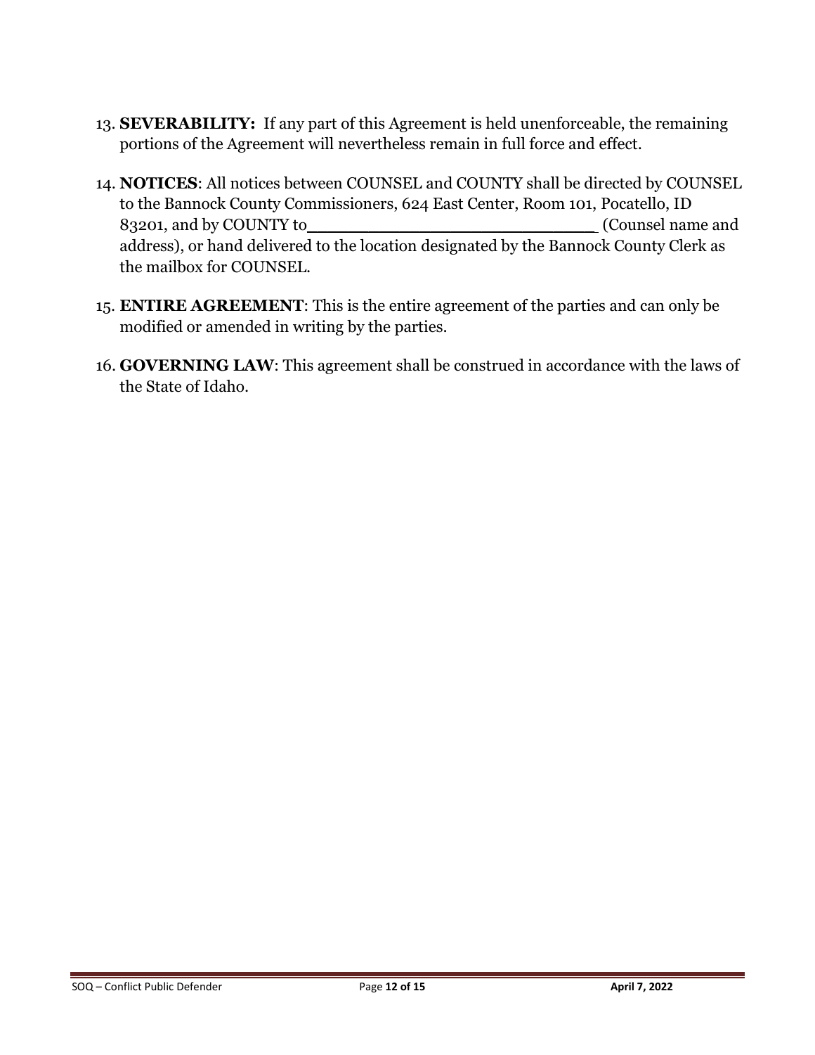13. **SEVERABILITY:** If any part of this Agreement is held unenforceable, the remaining portions of the Agreement will nevertheless remain in full force and effect.

14. **NOTICES**: All notices between COUNSEL and COUNTY shall be directed by COUNSEL to the Bannock County Commissioners, 624 East Center, Room 101, Pocatello, ID 83201, and by COUNTY to___________________________ (Counsel name and address), or hand delivered to the location designated by the Bannock County Clerk as the mailbox for COUNSEL.

15. **ENTIRE AGREEMENT**: This is the entire agreement of the parties and can only be modified or amended in writing by the parties.

16. **GOVERNING LAW**: This agreement shall be construed in accordance with the laws of the State of Idaho.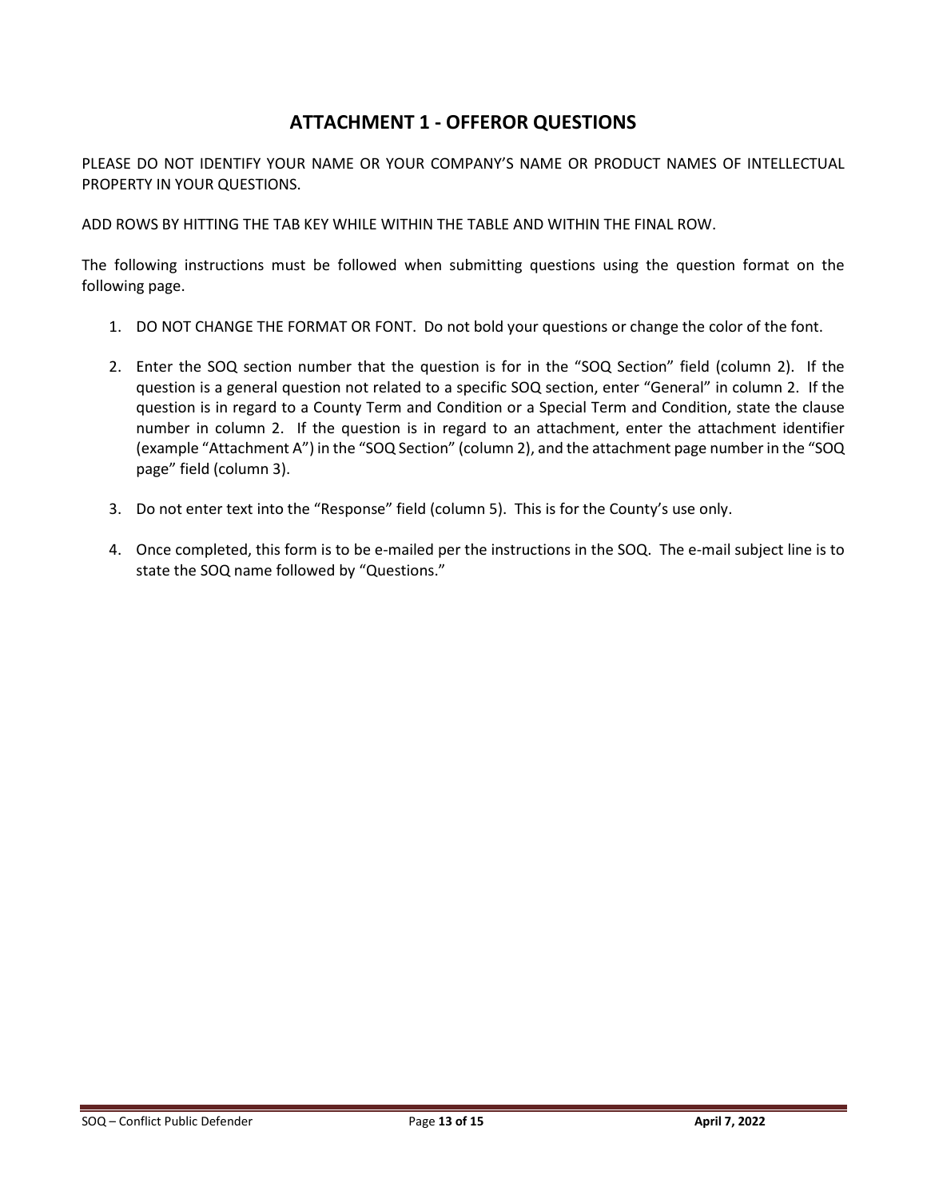# ATTACHMENT 1 - OFFEROR QUESTIONS

PLEASE DO NOT IDENTIFY YOUR NAME OR YOUR COMPANY'S NAME OR PRODUCT NAMES OF INTELLECTUAL PROPERTY IN YOUR QUESTIONS.

ADD ROWS BY HITTING THE TAB KEY WHILE WITHIN THE TABLE AND WITHIN THE FINAL ROW.

The following instructions must be followed when submitting questions using the question format on the following page.

1. DO NOT CHANGE THE FORMAT OR FONT. Do not bold your questions or change the color of the font.

2. Enter the SOQ section number that the question is for in the "SOQ Section" field (column 2). If the question is a general question not related to a specific SOQ section, enter "General" in column 2. If the question is in regard to a County Term and Condition or a Special Term and Condition, state the clause number in column 2. If the question is in regard to an attachment, enter the attachment identifier (example "Attachment A") in the "SOQ Section" (column 2), and the attachment page number in the "SOQ page" field (column 3).

3. Do not enter text into the "Response" field (column 5). This is for the County's use only.

4. Once completed, this form is to be e-mailed per the instructions in the SOQ. The e-mail subject line is to state the SOQ name followed by "Questions."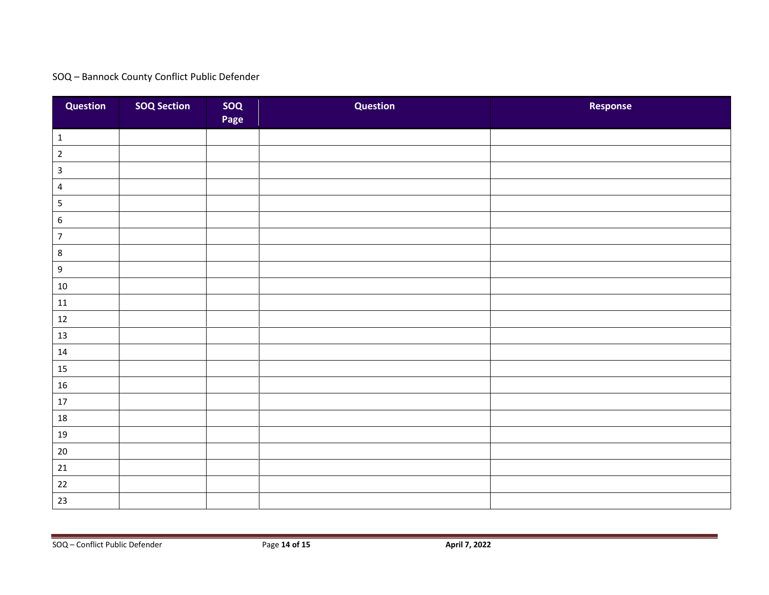SOQ – Bannock County Conflict Public Defender

| Question | SOQ Section | SOQ Page | Question | Response |
|---|---|---|---|---|
| 1 | | | | |
| 2 | | | | |
| 3 | | | | |
| 4 | | | | |
| 5 | | | | |
| 6 | | | | |
| 7 | | | | |
| 8 | | | | |
| 9 | | | | |
| 10 | | | | |
| 11 | | | | |
| 12 | | | | |
| 13 | | | | |
| 14 | | | | |
| 15 | | | | |
| 16 | | | | |
| 17 | | | | |
| 18 | | | | |
| 19 | | | | |
| 20 | | | | |
| 21 | | | | |
| 22 | | | | |
| 23 | | | | |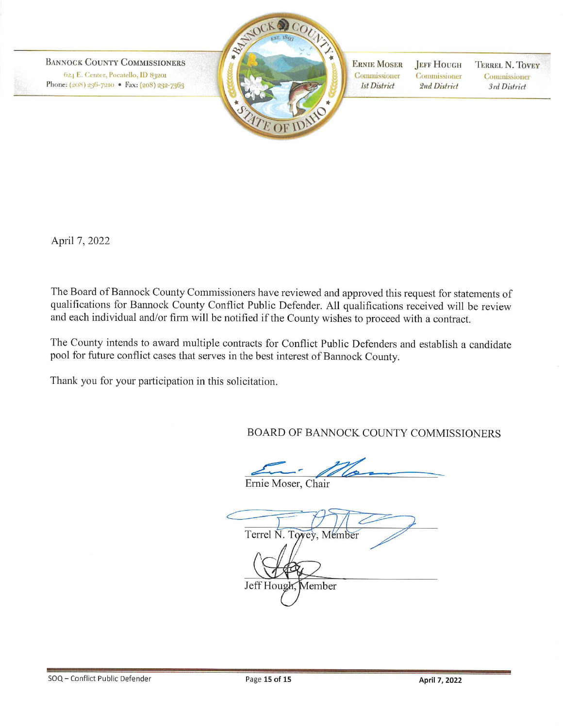BANNOCK COUNTY COMMISSIONERS
624 E. Center, Pocatello, ID 83201
Phone: (208) 236-7210 • Fax: (208) 232-7363

ERNIE MOSER
Commissioner
*1st District*

JEFF HOUGH
Commissioner
*2nd District*

TERREL N. TOVEY
Commissioner
*3rd District*

April 7, 2022

The Board of Bannock County Commissioners have reviewed and approved this request for statements of qualifications for Bannock County Conflict Public Defender. All qualifications received will be review and each individual and/or firm will be notified if the County wishes to proceed with a contract.

The County intends to award multiple contracts for Conflict Public Defenders and establish a candidate pool for future conflict cases that serves in the best interest of Bannock County.

Thank you for your participation in this solicitation.

BOARD OF BANNOCK COUNTY COMMISSIONERS

Ernie Moser, Chair

Terrel N. Tovey, Member

Jeff Hough, Member